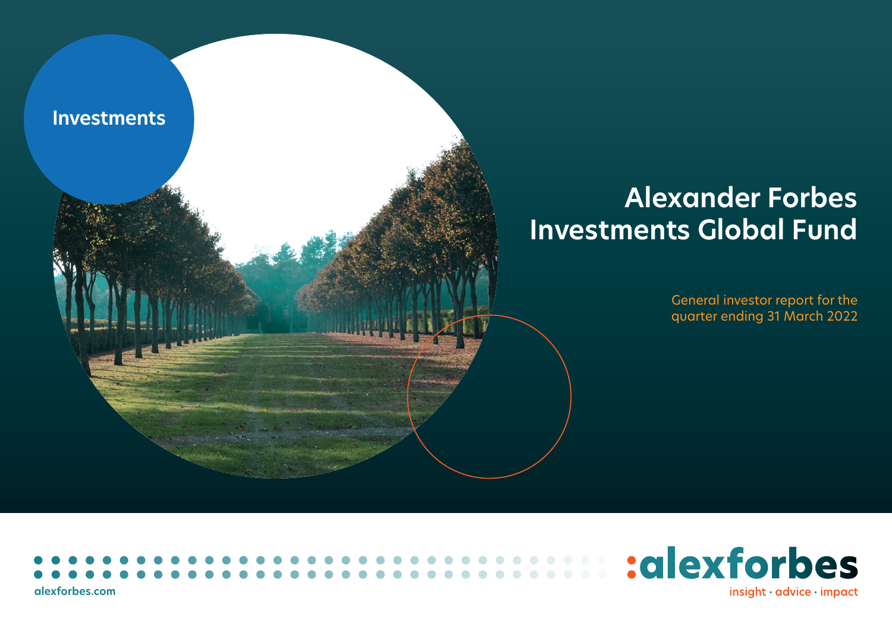Investments

# Alexander Forbes Investments Global Fund

General investor report for the quarter ending 31 March 2022

alexforbes.com

:alexforbes

insight · advice · impact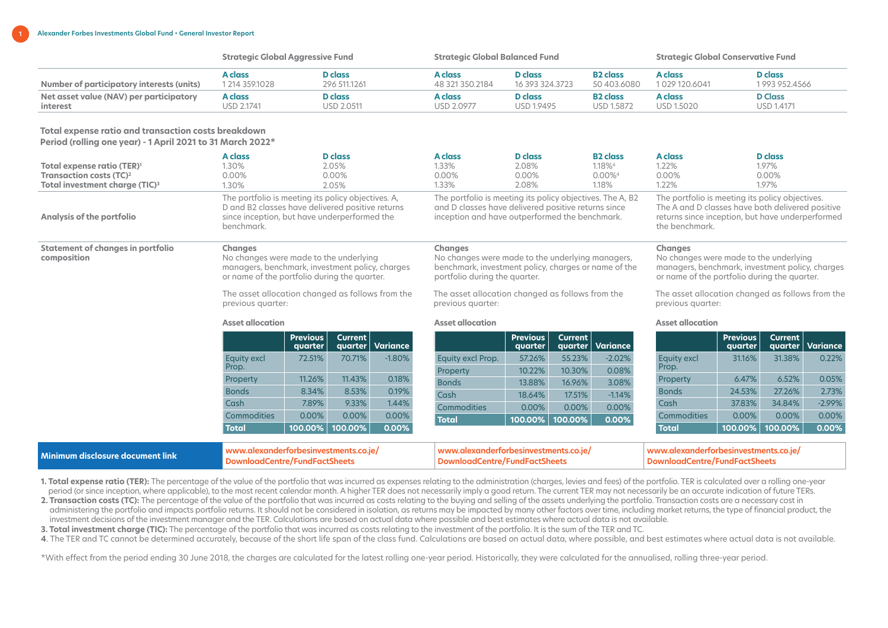| | Strategic Global Aggressive Fund | | Strategic Global Balanced Fund | | | Strategic Global Conservative Fund | |
|---|---|---|---|---|---|---|---|
| | **A class** | **D class** | **A class** | **D class** | **B2 class** | **A class** | **D class** |
| **Number of participatory interests (units)** | 1 214 359.1028 | 296 511.1261 | 48 321 350.2184 | 16 393 324.3723 | 50 403.6080 | 1 029 120.6041 | 1 993 952.4566 |
| | **A class** | **D class** | **A class** | **D class** | **B2 class** | **A class** | **D Class** |
| **Net asset value (NAV) per participatory interest** | USD 2.1741 | USD 2.0511 | USD 2.0977 | USD 1.9495 | USD 1.5872 | USD 1.5020 | USD 1.4171 |

**Total expense ratio and transaction costs breakdown**
**Period (rolling one year) - 1 April 2021 to 31 March 2022***

| | A class | D class | A class | D class | B2 class | A class | D class |
|---|---|---|---|---|---|---|---|
| **Total expense ratio (TER)**[1] | 1.30% | 2.05% | 1.33% | 2.08% | 1.18%[4] | 1.22% | 1.97% |
| **Transaction costs (TC)**[2] | 0.00% | 0.00% | 0.00% | 0.00% | 0.00%[4] | 0.00% | 0.00% |
| **Total investment charge (TIC)**[3] | 1.30% | 2.05% | 1.33% | 2.08% | 1.18% | 1.22% | 1.97% |

**Analysis of the portfolio**

*Strategic Global Aggressive Fund:* The portfolio is meeting its policy objectives. A, D and B2 classes have delivered positive returns since inception, but have underperformed the benchmark.

*Strategic Global Balanced Fund:* The portfolio is meeting its policy objectives. The A, B2 and D classes have delivered positive returns since inception and have outperformed the benchmark.

*Strategic Global Conservative Fund:* The portfolio is meeting its policy objectives. The A and D classes have both delivered positive returns since inception, but have underperformed the benchmark.

**Statement of changes in portfolio composition**

*Strategic Global Aggressive Fund*

**Changes**
No changes were made to the underlying managers, benchmark, investment policy, charges or name of the portfolio during the quarter.

The asset allocation changed as follows from the previous quarter:

**Asset allocation**

| | Previous quarter | Current quarter | Variance |
|---|---|---|---|
| Equity excl Prop. | 72.51% | 70.71% | -1.80% |
| Property | 11.26% | 11.43% | 0.18% |
| Bonds | 8.34% | 8.53% | 0.19% |
| Cash | 7.89% | 9.33% | 1.44% |
| Commodities | 0.00% | 0.00% | 0.00% |
| **Total** | **100.00%** | **100.00%** | **0.00%** |

*Strategic Global Balanced Fund*

**Changes**
No changes were made to the underlying managers, benchmark, investment policy, charges or name of the portfolio during the quarter.

The asset allocation changed as follows from the previous quarter:

**Asset allocation**

| | Previous quarter | Current quarter | Variance |
|---|---|---|---|
| Equity excl Prop. | 57.26% | 55.23% | -2.02% |
| Property | 10.22% | 10.30% | 0.08% |
| Bonds | 13.88% | 16.96% | 3.08% |
| Cash | 18.64% | 17.51% | -1.14% |
| Commodities | 0.00% | 0.00% | 0.00% |
| **Total** | **100.00%** | **100.00%** | **0.00%** |

*Strategic Global Conservative Fund*

**Changes**
No changes were made to the underlying managers, benchmark, investment policy, charges or name of the portfolio during the quarter.

The asset allocation changed as follows from the previous quarter:

**Asset allocation**

| | Previous quarter | Current quarter | Variance |
|---|---|---|---|
| Equity excl Prop. | 31.16% | 31.38% | 0.22% |
| Property | 6.47% | 6.52% | 0.05% |
| Bonds | 24.53% | 27.26% | 2.73% |
| Cash | 37.83% | 34.84% | -2.99% |
| Commodities | 0.00% | 0.00% | 0.00% |
| **Total** | **100.00%** | **100.00%** | **0.00%** |

| **Minimum disclosure document link** | www.alexanderforbesinvestments.co.je/DownloadCentre/FundFactSheets | www.alexanderforbesinvestments.co.je/DownloadCentre/FundFactSheets | www.alexanderforbesinvestments.co.je/DownloadCentre/FundFactSheets |
|---|---|---|---|

1. **Total expense ratio (TER):** The percentage of the value of the portfolio that was incurred as expenses relating to the administration (charges, levies and fees) of the portfolio. TER is calculated over a rolling one-year period (or since inception, where applicable), to the most recent calendar month. A higher TER does not necessarily imply a good return. The current TER may not necessarily be an accurate indication of future TERs.
2. **Transaction costs (TC):** The percentage of the value of the portfolio that was incurred as costs relating to the buying and selling of the assets underlying the portfolio. Transaction costs are a necessary cost in administering the portfolio and impacts portfolio returns. It should not be considered in isolation, as returns may be impacted by many other factors over time, including market returns, the type of financial product, the investment decisions of the investment manager and the TER. Calculations are based on actual data where possible and best estimates where actual data is not available.
3. **Total investment charge (TIC):** The percentage of the portfolio that was incurred as costs relating to the investment of the portfolio. It is the sum of the TER and TC.
4. The TER and TC cannot be determined accurately, because of the short life span of the class fund. Calculations are based on actual data, where possible, and best estimates where actual data is not available.

*With effect from the period ending 30 June 2018, the charges are calculated for the latest rolling one-year period. Historically, they were calculated for the annualised, rolling three-year period.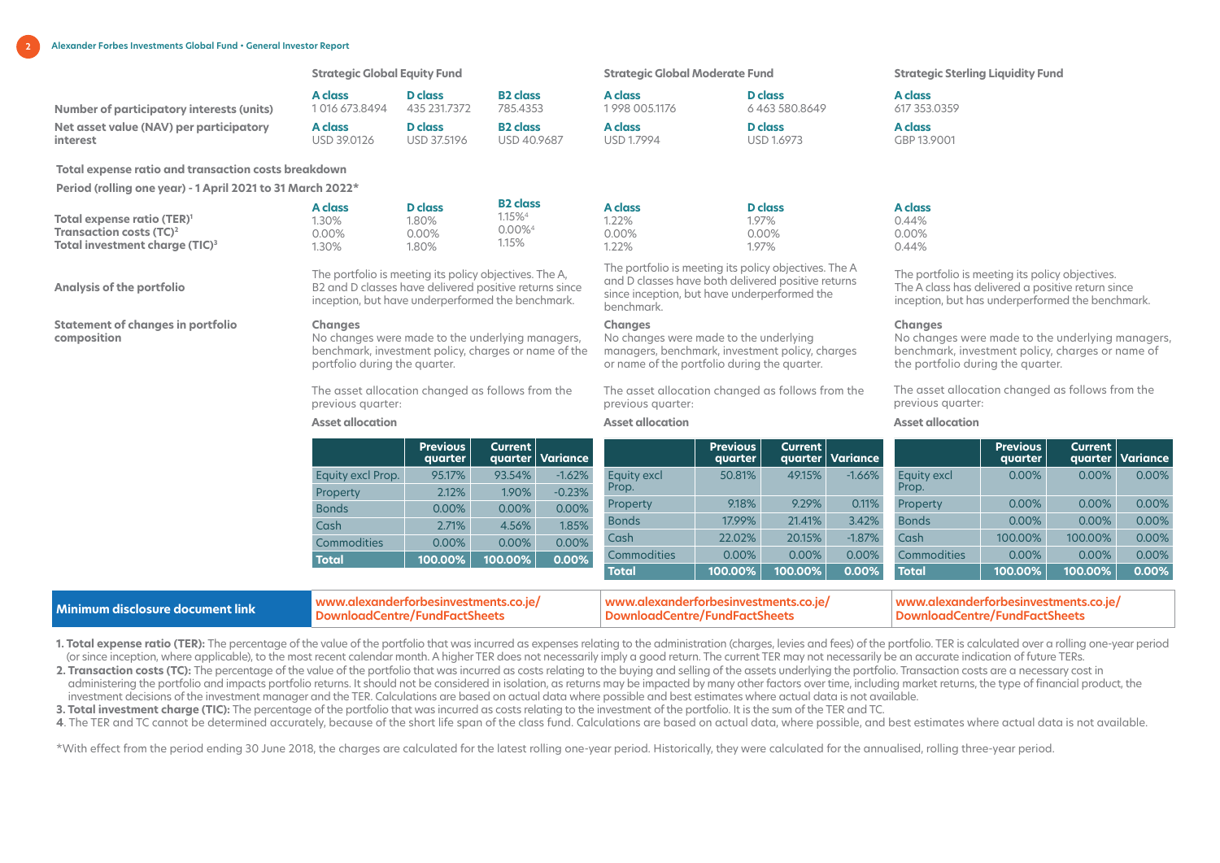| | Strategic Global Equity Fund | | | Strategic Global Moderate Fund | | Strategic Sterling Liquidity Fund |
|---|---|---|---|---|---|---|
| | A class | D class | B2 class | A class | D class | A class |
| **Number of participatory interests (units)** | 1 016 673.8494 | 435 231.7372 | 785.4353 | 1 998 005.1176 | 6 463 580.8649 | 617 353.0359 |
| | A class | D class | B2 class | A class | D class | A class |
| **Net asset value (NAV) per participatory interest** | USD 39.0126 | USD 37.5196 | USD 40.9687 | USD 1.7994 | USD 1.6973 | GBP 13.9001 |

**Total expense ratio and transaction costs breakdown**

**Period (rolling one year) - 1 April 2021 to 31 March 2022***

| | Strategic Global Equity Fund | | | Strategic Global Moderate Fund | | Strategic Sterling Liquidity Fund |
|---|---|---|---|---|---|---|
| | A class | D class | B2 class | A class | D class | A class |
| **Total expense ratio (TER)[1]** | 1.30% | 1.80% | 1.15%[4] | 1.22% | 1.97% | 0.44% |
| **Transaction costs (TC)[2]** | 0.00% | 0.00% | 0.00%[4] | 0.00% | 0.00% | 0.00% |
| **Total investment charge (TIC)[3]** | 1.30% | 1.80% | 1.15% | 1.22% | 1.97% | 0.44% |

## Analysis of the portfolio

**Strategic Global Equity Fund:** The portfolio is meeting its policy objectives. The A, B2 and D classes have delivered positive returns since inception, but have underperformed the benchmark.

**Strategic Global Moderate Fund:** The portfolio is meeting its policy objectives. The A and D classes have both delivered positive returns since inception, but have underperformed the benchmark.

**Strategic Sterling Liquidity Fund:** The portfolio is meeting its policy objectives. The A class has delivered a positive return since inception, but has underperformed the benchmark.

## Statement of changes in portfolio composition

### Strategic Global Equity Fund

**Changes**

No changes were made to the underlying managers, benchmark, investment policy, charges or name of the portfolio during the quarter.

The asset allocation changed as follows from the previous quarter:

**Asset allocation**

| | Previous quarter | Current quarter | Variance |
|---|---|---|---|
| Equity excl Prop. | 95.17% | 93.54% | -1.62% |
| Property | 2.12% | 1.90% | -0.23% |
| Bonds | 0.00% | 0.00% | 0.00% |
| Cash | 2.71% | 4.56% | 1.85% |
| Commodities | 0.00% | 0.00% | 0.00% |
| **Total** | **100.00%** | **100.00%** | **0.00%** |

### Strategic Global Moderate Fund

**Changes**

No changes were made to the underlying managers, benchmark, investment policy, charges or name of the portfolio during the quarter.

The asset allocation changed as follows from the previous quarter:

**Asset allocation**

| | Previous quarter | Current quarter | Variance |
|---|---|---|---|
| Equity excl Prop. | 50.81% | 49.15% | -1.66% |
| Property | 9.18% | 9.29% | 0.11% |
| Bonds | 17.99% | 21.41% | 3.42% |
| Cash | 22.02% | 20.15% | -1.87% |
| Commodities | 0.00% | 0.00% | 0.00% |
| **Total** | **100.00%** | **100.00%** | **0.00%** |

### Strategic Sterling Liquidity Fund

**Changes**

No changes were made to the underlying managers, benchmark, investment policy, charges or name of the portfolio during the quarter.

The asset allocation changed as follows from the previous quarter:

**Asset allocation**

| | Previous quarter | Current quarter | Variance |
|---|---|---|---|
| Equity excl Prop. | 0.00% | 0.00% | 0.00% |
| Property | 0.00% | 0.00% | 0.00% |
| Bonds | 0.00% | 0.00% | 0.00% |
| Cash | 100.00% | 100.00% | 0.00% |
| Commodities | 0.00% | 0.00% | 0.00% |
| **Total** | **100.00%** | **100.00%** | **0.00%** |

| **Minimum disclosure document link** | Strategic Global Equity Fund | Strategic Global Moderate Fund | Strategic Sterling Liquidity Fund |
|---|---|---|---|
| | www.alexanderforbesinvestments.co.je/DownloadCentre/FundFactSheets | www.alexanderforbesinvestments.co.je/DownloadCentre/FundFactSheets | www.alexanderforbesinvestments.co.je/DownloadCentre/FundFactSheets |

1. **Total expense ratio (TER):** The percentage of the value of the portfolio that was incurred as expenses relating to the administration (charges, levies and fees) of the portfolio. TER is calculated over a rolling one-year period (or since inception, where applicable), to the most recent calendar month. A higher TER does not necessarily imply a good return. The current TER may not necessarily be an accurate indication of future TERs.
2. **Transaction costs (TC):** The percentage of the value of the portfolio that was incurred as costs relating to the buying and selling of the assets underlying the portfolio. Transaction costs are a necessary cost in administering the portfolio and impacts portfolio returns. It should not be considered in isolation, as returns may be impacted by many other factors over time, including market returns, the type of financial product, the investment decisions of the investment manager and the TER. Calculations are based on actual data where possible and best estimates where actual data is not available.
3. **Total investment charge (TIC):** The percentage of the portfolio that was incurred as costs relating to the investment of the portfolio. It is the sum of the TER and TC.
4. The TER and TC cannot be determined accurately, because of the short life span of the class fund. Calculations are based on actual data, where possible, and best estimates where actual data is not available.

*With effect from the period ending 30 June 2018, the charges are calculated for the latest rolling one-year period. Historically, they were calculated for the annualised, rolling three-year period.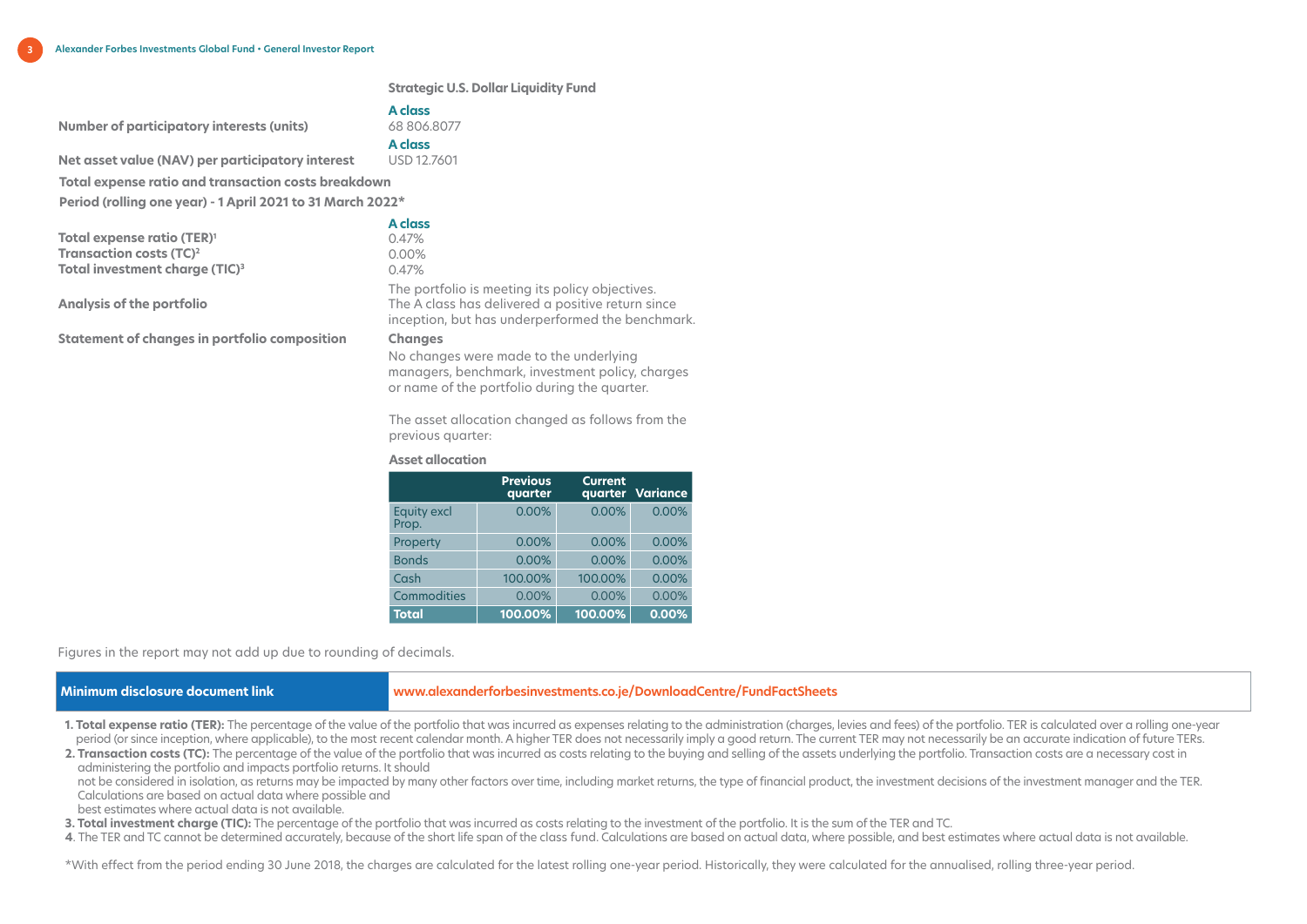## Strategic U.S. Dollar Liquidity Fund

| | A class |
|---|---|
| **Number of participatory interests (units)** | 68 806.8077 |
| **Net asset value (NAV) per participatory interest** | USD 12.7601 |

**Total expense ratio and transaction costs breakdown**

**Period (rolling one year) - 1 April 2021 to 31 March 2022***

| | A class |
|---|---|
| **Total expense ratio (TER)[1]** | 0.47% |
| **Transaction costs (TC)[2]** | 0.00% |
| **Total investment charge (TIC)[3]** | 0.47% |

**Analysis of the portfolio**

The portfolio is meeting its policy objectives. The A class has delivered a positive return since inception, but has underperformed the benchmark.

**Statement of changes in portfolio composition**

**Changes**

No changes were made to the underlying managers, benchmark, investment policy, charges or name of the portfolio during the quarter.

The asset allocation changed as follows from the previous quarter:

**Asset allocation**

| | Previous quarter | Current quarter | Variance |
|---|---|---|---|
| Equity excl Prop. | 0.00% | 0.00% | 0.00% |
| Property | 0.00% | 0.00% | 0.00% |
| Bonds | 0.00% | 0.00% | 0.00% |
| Cash | 100.00% | 100.00% | 0.00% |
| Commodities | 0.00% | 0.00% | 0.00% |
| **Total** | **100.00%** | **100.00%** | **0.00%** |

Figures in the report may not add up due to rounding of decimals.

| **Minimum disclosure document link** | www.alexanderforbesinvestments.co.je/DownloadCentre/FundFactSheets |
|---|---|

1. **Total expense ratio (TER):** The percentage of the value of the portfolio that was incurred as expenses relating to the administration (charges, levies and fees) of the portfolio. TER is calculated over a rolling one-year period (or since inception, where applicable), to the most recent calendar month. A higher TER does not necessarily imply a good return. The current TER may not necessarily be an accurate indication of future TERs.
2. **Transaction costs (TC):** The percentage of the value of the portfolio that was incurred as costs relating to the buying and selling of the assets underlying the portfolio. Transaction costs are a necessary cost in administering the portfolio and impacts portfolio returns. It should not be considered in isolation, as returns may be impacted by many other factors over time, including market returns, the type of financial product, the investment decisions of the investment manager and the TER. Calculations are based on actual data where possible and best estimates where actual data is not available.
3. **Total investment charge (TIC):** The percentage of the portfolio that was incurred as costs relating to the investment of the portfolio. It is the sum of the TER and TC.
4. The TER and TC cannot be determined accurately, because of the short life span of the class fund. Calculations are based on actual data, where possible, and best estimates where actual data is not available.

*With effect from the period ending 30 June 2018, the charges are calculated for the latest rolling one-year period. Historically, they were calculated for the annualised, rolling three-year period.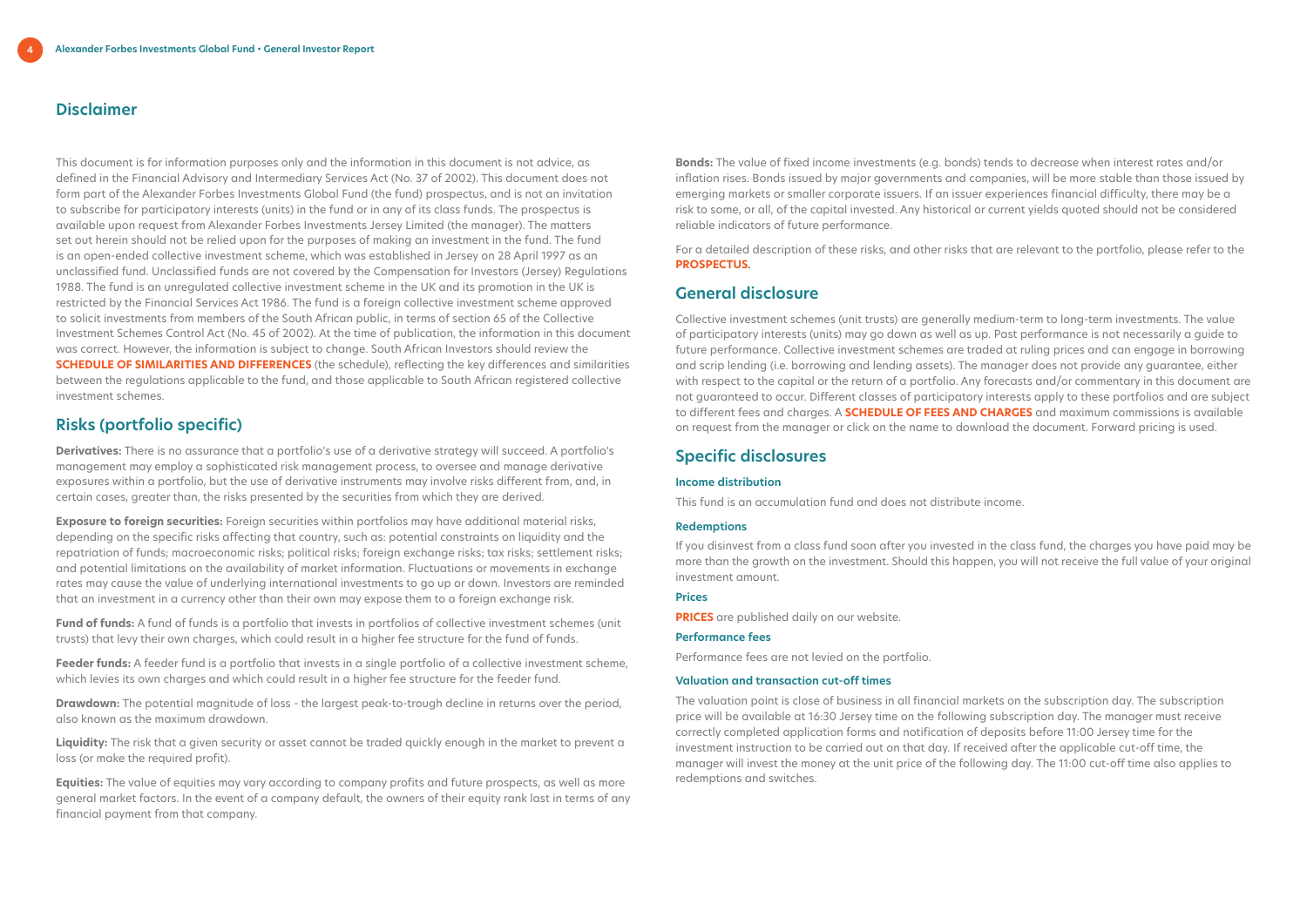## Disclaimer

This document is for information purposes only and the information in this document is not advice, as defined in the Financial Advisory and Intermediary Services Act (No. 37 of 2002). This document does not form part of the Alexander Forbes Investments Global Fund (the fund) prospectus, and is not an invitation to subscribe for participatory interests (units) in the fund or in any of its class funds. The prospectus is available upon request from Alexander Forbes Investments Jersey Limited (the manager). The matters set out herein should not be relied upon for the purposes of making an investment in the fund. The fund is an open-ended collective investment scheme, which was established in Jersey on 28 April 1997 as an unclassified fund. Unclassified funds are not covered by the Compensation for Investors (Jersey) Regulations 1988. The fund is an unregulated collective investment scheme in the UK and its promotion in the UK is restricted by the Financial Services Act 1986. The fund is a foreign collective investment scheme approved to solicit investments from members of the South African public, in terms of section 65 of the Collective Investment Schemes Control Act (No. 45 of 2002). At the time of publication, the information in this document was correct. However, the information is subject to change. South African Investors should review the **SCHEDULE OF SIMILARITIES AND DIFFERENCES** (the schedule), reflecting the key differences and similarities between the regulations applicable to the fund, and those applicable to South African registered collective investment schemes.

## Risks (portfolio specific)

**Derivatives:** There is no assurance that a portfolio's use of a derivative strategy will succeed. A portfolio's management may employ a sophisticated risk management process, to oversee and manage derivative exposures within a portfolio, but the use of derivative instruments may involve risks different from, and, in certain cases, greater than, the risks presented by the securities from which they are derived.

**Exposure to foreign securities:** Foreign securities within portfolios may have additional material risks, depending on the specific risks affecting that country, such as: potential constraints on liquidity and the repatriation of funds; macroeconomic risks; political risks; foreign exchange risks; tax risks; settlement risks; and potential limitations on the availability of market information. Fluctuations or movements in exchange rates may cause the value of underlying international investments to go up or down. Investors are reminded that an investment in a currency other than their own may expose them to a foreign exchange risk.

**Fund of funds:** A fund of funds is a portfolio that invests in portfolios of collective investment schemes (unit trusts) that levy their own charges, which could result in a higher fee structure for the fund of funds.

**Feeder funds:** A feeder fund is a portfolio that invests in a single portfolio of a collective investment scheme, which levies its own charges and which could result in a higher fee structure for the feeder fund.

**Drawdown:** The potential magnitude of loss - the largest peak-to-trough decline in returns over the period, also known as the maximum drawdown.

**Liquidity:** The risk that a given security or asset cannot be traded quickly enough in the market to prevent a loss (or make the required profit).

**Equities:** The value of equities may vary according to company profits and future prospects, as well as more general market factors. In the event of a company default, the owners of their equity rank last in terms of any financial payment from that company.

**Bonds:** The value of fixed income investments (e.g. bonds) tends to decrease when interest rates and/or inflation rises. Bonds issued by major governments and companies, will be more stable than those issued by emerging markets or smaller corporate issuers. If an issuer experiences financial difficulty, there may be a risk to some, or all, of the capital invested. Any historical or current yields quoted should not be considered reliable indicators of future performance.

For a detailed description of these risks, and other risks that are relevant to the portfolio, please refer to the **PROSPECTUS**.

## General disclosure

Collective investment schemes (unit trusts) are generally medium-term to long-term investments. The value of participatory interests (units) may go down as well as up. Past performance is not necessarily a guide to future performance. Collective investment schemes are traded at ruling prices and can engage in borrowing and scrip lending (i.e. borrowing and lending assets). The manager does not provide any guarantee, either with respect to the capital or the return of a portfolio. Any forecasts and/or commentary in this document are not guaranteed to occur. Different classes of participatory interests apply to these portfolios and are subject to different fees and charges. A **SCHEDULE OF FEES AND CHARGES** and maximum commissions is available on request from the manager or click on the name to download the document. Forward pricing is used.

## Specific disclosures

### Income distribution

This fund is an accumulation fund and does not distribute income.

### Redemptions

If you disinvest from a class fund soon after you invested in the class fund, the charges you have paid may be more than the growth on the investment. Should this happen, you will not receive the full value of your original investment amount.

### Prices

**PRICES** are published daily on our website.

### Performance fees

Performance fees are not levied on the portfolio.

### Valuation and transaction cut-off times

The valuation point is close of business in all financial markets on the subscription day. The subscription price will be available at 16:30 Jersey time on the following subscription day. The manager must receive correctly completed application forms and notification of deposits before 11:00 Jersey time for the investment instruction to be carried out on that day. If received after the applicable cut-off time, the manager will invest the money at the unit price of the following day. The 11:00 cut-off time also applies to redemptions and switches.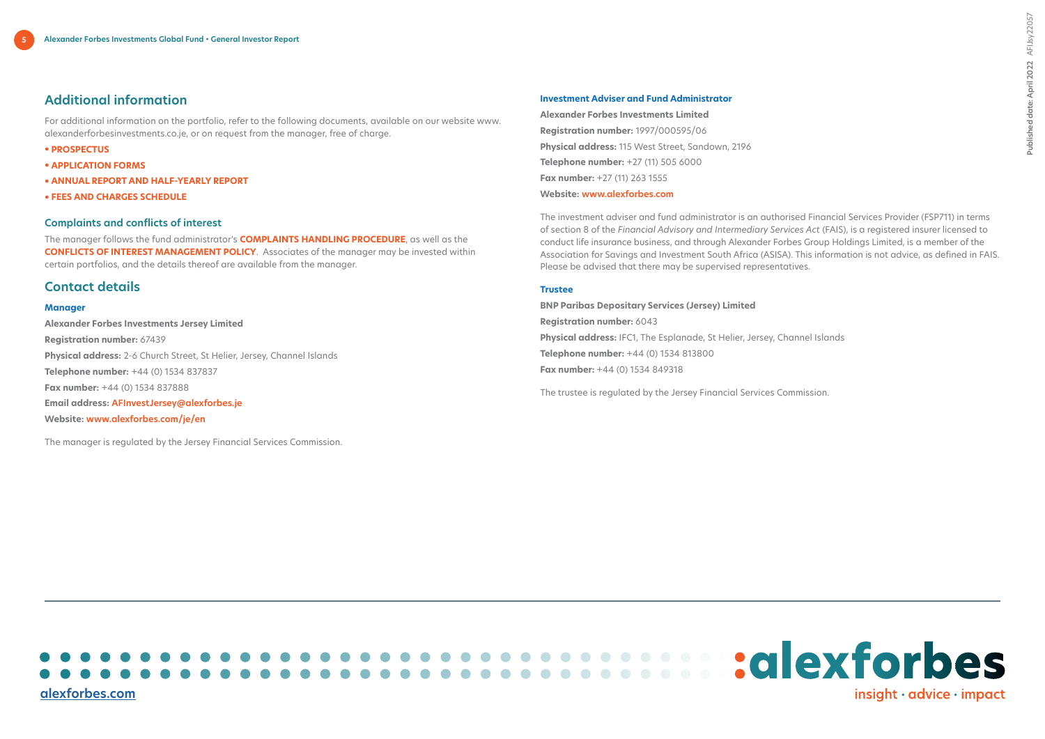## Additional information

For additional information on the portfolio, refer to the following documents, available on our website www.alexanderforbesinvestments.co.je, or on request from the manager, free of charge.

- **PROSPECTUS**
- **APPLICATION FORMS**
- **ANNUAL REPORT AND HALF-YEARLY REPORT**
- **FEES AND CHARGES SCHEDULE**

### Complaints and conflicts of interest

The manager follows the fund administrator's **COMPLAINTS HANDLING PROCEDURE**, as well as the **CONFLICTS OF INTEREST MANAGEMENT POLICY**. Associates of the manager may be invested within certain portfolios, and the details thereof are available from the manager.

## Contact details

### Manager

**Alexander Forbes Investments Jersey Limited**

**Registration number:** 67439

**Physical address:** 2-6 Church Street, St Helier, Jersey, Channel Islands

**Telephone number:** +44 (0) 1534 837837

**Fax number:** +44 (0) 1534 837888

**Email address:** AFInvestJersey@alexforbes.je

**Website:** www.alexforbes.com/je/en

The manager is regulated by the Jersey Financial Services Commission.

### Investment Adviser and Fund Administrator

**Alexander Forbes Investments Limited**

**Registration number:** 1997/000595/06

**Physical address:** 115 West Street, Sandown, 2196

**Telephone number:** +27 (11) 505 6000

**Fax number:** +27 (11) 263 1555

**Website:** www.alexforbes.com

The investment adviser and fund administrator is an authorised Financial Services Provider (FSP711) in terms of section 8 of the *Financial Advisory and Intermediary Services Act* (FAIS), is a registered insurer licensed to conduct life insurance business, and through Alexander Forbes Group Holdings Limited, is a member of the Association for Savings and Investment South Africa (ASISA). This information is not advice, as defined in FAIS. Please be advised that there may be supervised representatives.

### Trustee

**BNP Paribas Depositary Services (Jersey) Limited**

**Registration number:** 6043

**Physical address:** IFC1, The Esplanade, St Helier, Jersey, Channel Islands

**Telephone number:** +44 (0) 1534 813800

**Fax number:** +44 (0) 1534 849318

The trustee is regulated by the Jersey Financial Services Commission.

Published date: April 2022 AFIJsy22057

alexforbes.com

:alexforbes

insight · advice · impact